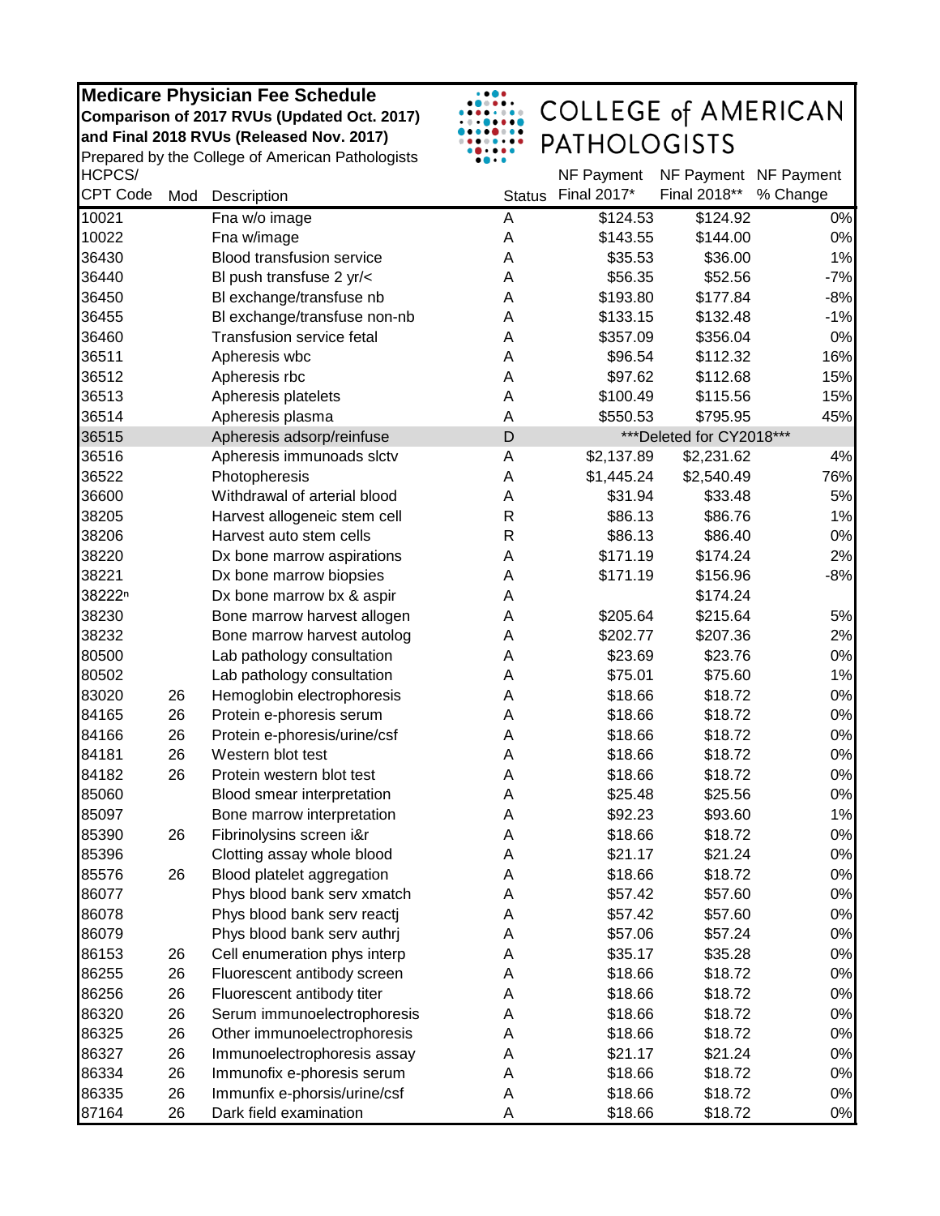**Medicare Physician Fee Schedule**
**Comparison of 2017 RVUs (Updated Oct. 2017)**
**and Final 2018 RVUs (Released Nov. 2017)**
Prepared by the College of American Pathologists

COLLEGE of AMERICAN PATHOLOGISTS

| HCPCS/ CPT Code | Mod | Description | Status | NF Payment Final 2017* | NF Payment Final 2018** | NF Payment % Change |
|---|---|---|---|---|---|---|
| 10021 | | Fna w/o image | A | $124.53 | $124.92 | 0% |
| 10022 | | Fna w/image | A | $143.55 | $144.00 | 0% |
| 36430 | | Blood transfusion service | A | $35.53 | $36.00 | 1% |
| 36440 | | Bl push transfuse 2 yr/< | A | $56.35 | $52.56 | -7% |
| 36450 | | Bl exchange/transfuse nb | A | $193.80 | $177.84 | -8% |
| 36455 | | Bl exchange/transfuse non-nb | A | $133.15 | $132.48 | -1% |
| 36460 | | Transfusion service fetal | A | $357.09 | $356.04 | 0% |
| 36511 | | Apheresis wbc | A | $96.54 | $112.32 | 16% |
| 36512 | | Apheresis rbc | A | $97.62 | $112.68 | 15% |
| 36513 | | Apheresis platelets | A | $100.49 | $115.56 | 15% |
| 36514 | | Apheresis plasma | A | $550.53 | $795.95 | 45% |
| 36515 | | Apheresis adsorp/reinfuse | D | ***Deleted for CY2018*** | | |
| 36516 | | Apheresis immunoads slctv | A | $2,137.89 | $2,231.62 | 4% |
| 36522 | | Photopheresis | A | $1,445.24 | $2,540.49 | 76% |
| 36600 | | Withdrawal of arterial blood | A | $31.94 | $33.48 | 5% |
| 38205 | | Harvest allogeneic stem cell | R | $86.13 | $86.76 | 1% |
| 38206 | | Harvest auto stem cells | R | $86.13 | $86.40 | 0% |
| 38220 | | Dx bone marrow aspirations | A | $171.19 | $174.24 | 2% |
| 38221 | | Dx bone marrow biopsies | A | $171.19 | $156.96 | -8% |
| 38222[n] | | Dx bone marrow bx & aspir | A | | $174.24 | |
| 38230 | | Bone marrow harvest allogen | A | $205.64 | $215.64 | 5% |
| 38232 | | Bone marrow harvest autolog | A | $202.77 | $207.36 | 2% |
| 80500 | | Lab pathology consultation | A | $23.69 | $23.76 | 0% |
| 80502 | | Lab pathology consultation | A | $75.01 | $75.60 | 1% |
| 83020 | 26 | Hemoglobin electrophoresis | A | $18.66 | $18.72 | 0% |
| 84165 | 26 | Protein e-phoresis serum | A | $18.66 | $18.72 | 0% |
| 84166 | 26 | Protein e-phoresis/urine/csf | A | $18.66 | $18.72 | 0% |
| 84181 | 26 | Western blot test | A | $18.66 | $18.72 | 0% |
| 84182 | 26 | Protein western blot test | A | $18.66 | $18.72 | 0% |
| 85060 | | Blood smear interpretation | A | $25.48 | $25.56 | 0% |
| 85097 | | Bone marrow interpretation | A | $92.23 | $93.60 | 1% |
| 85390 | 26 | Fibrinolysins screen i&r | A | $18.66 | $18.72 | 0% |
| 85396 | | Clotting assay whole blood | A | $21.17 | $21.24 | 0% |
| 85576 | 26 | Blood platelet aggregation | A | $18.66 | $18.72 | 0% |
| 86077 | | Phys blood bank serv xmatch | A | $57.42 | $57.60 | 0% |
| 86078 | | Phys blood bank serv reactj | A | $57.42 | $57.60 | 0% |
| 86079 | | Phys blood bank serv authrj | A | $57.06 | $57.24 | 0% |
| 86153 | 26 | Cell enumeration phys interp | A | $35.17 | $35.28 | 0% |
| 86255 | 26 | Fluorescent antibody screen | A | $18.66 | $18.72 | 0% |
| 86256 | 26 | Fluorescent antibody titer | A | $18.66 | $18.72 | 0% |
| 86320 | 26 | Serum immunoelectrophoresis | A | $18.66 | $18.72 | 0% |
| 86325 | 26 | Other immunoelectrophoresis | A | $18.66 | $18.72 | 0% |
| 86327 | 26 | Immunoelectrophoresis assay | A | $21.17 | $21.24 | 0% |
| 86334 | 26 | Immunofix e-phoresis serum | A | $18.66 | $18.72 | 0% |
| 86335 | 26 | Immunfix e-phorsis/urine/csf | A | $18.66 | $18.72 | 0% |
| 87164 | 26 | Dark field examination | A | $18.66 | $18.72 | 0% |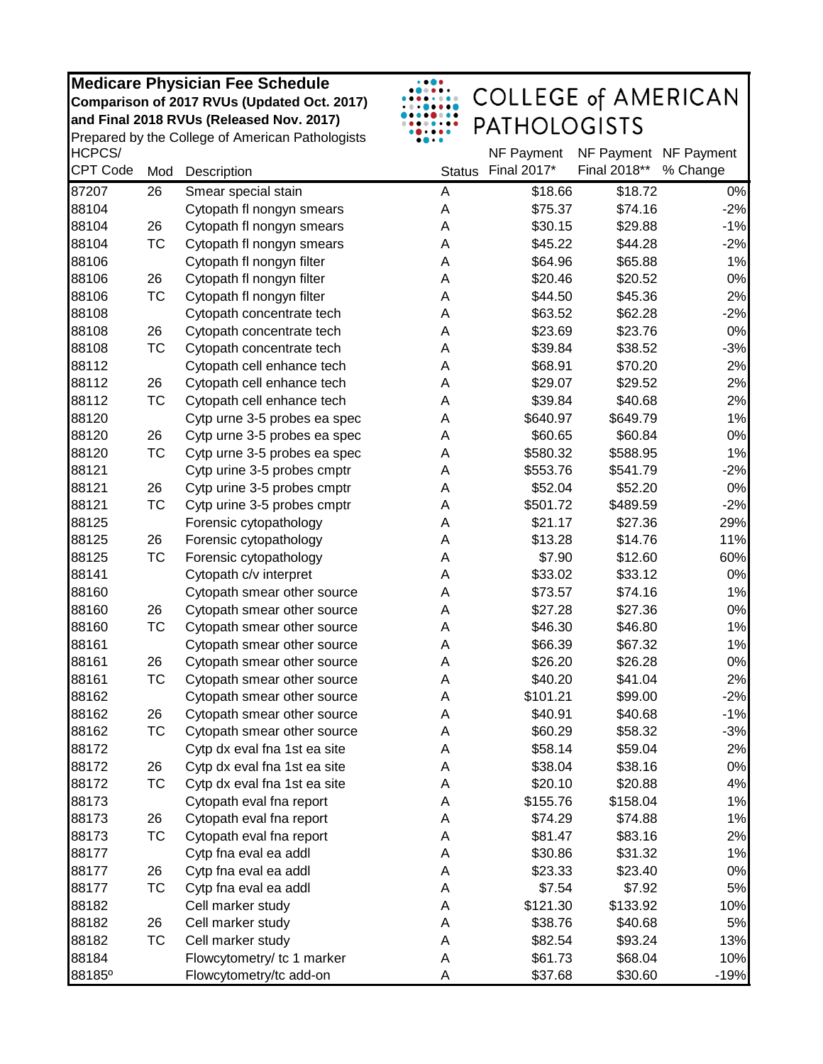**Medicare Physician Fee Schedule**
**Comparison of 2017 RVUs (Updated Oct. 2017)**
**and Final 2018 RVUs (Released Nov. 2017)**
Prepared by the College of American Pathologists

COLLEGE of AMERICAN PATHOLOGISTS

| HCPCS/ CPT Code | Mod | Description | Status | NF Payment Final 2017* | NF Payment Final 2018** | NF Payment % Change |
|---|---|---|---|---|---|---|
| 87207 | 26 | Smear special stain | A | $18.66 | $18.72 | 0% |
| 88104 | | Cytopath fl nongyn smears | A | $75.37 | $74.16 | -2% |
| 88104 | 26 | Cytopath fl nongyn smears | A | $30.15 | $29.88 | -1% |
| 88104 | TC | Cytopath fl nongyn smears | A | $45.22 | $44.28 | -2% |
| 88106 | | Cytopath fl nongyn filter | A | $64.96 | $65.88 | 1% |
| 88106 | 26 | Cytopath fl nongyn filter | A | $20.46 | $20.52 | 0% |
| 88106 | TC | Cytopath fl nongyn filter | A | $44.50 | $45.36 | 2% |
| 88108 | | Cytopath concentrate tech | A | $63.52 | $62.28 | -2% |
| 88108 | 26 | Cytopath concentrate tech | A | $23.69 | $23.76 | 0% |
| 88108 | TC | Cytopath concentrate tech | A | $39.84 | $38.52 | -3% |
| 88112 | | Cytopath cell enhance tech | A | $68.91 | $70.20 | 2% |
| 88112 | 26 | Cytopath cell enhance tech | A | $29.07 | $29.52 | 2% |
| 88112 | TC | Cytopath cell enhance tech | A | $39.84 | $40.68 | 2% |
| 88120 | | Cytp urne 3-5 probes ea spec | A | $640.97 | $649.79 | 1% |
| 88120 | 26 | Cytp urne 3-5 probes ea spec | A | $60.65 | $60.84 | 0% |
| 88120 | TC | Cytp urne 3-5 probes ea spec | A | $580.32 | $588.95 | 1% |
| 88121 | | Cytp urine 3-5 probes cmptr | A | $553.76 | $541.79 | -2% |
| 88121 | 26 | Cytp urine 3-5 probes cmptr | A | $52.04 | $52.20 | 0% |
| 88121 | TC | Cytp urine 3-5 probes cmptr | A | $501.72 | $489.59 | -2% |
| 88125 | | Forensic cytopathology | A | $21.17 | $27.36 | 29% |
| 88125 | 26 | Forensic cytopathology | A | $13.28 | $14.76 | 11% |
| 88125 | TC | Forensic cytopathology | A | $7.90 | $12.60 | 60% |
| 88141 | | Cytopath c/v interpret | A | $33.02 | $33.12 | 0% |
| 88160 | | Cytopath smear other source | A | $73.57 | $74.16 | 1% |
| 88160 | 26 | Cytopath smear other source | A | $27.28 | $27.36 | 0% |
| 88160 | TC | Cytopath smear other source | A | $46.30 | $46.80 | 1% |
| 88161 | | Cytopath smear other source | A | $66.39 | $67.32 | 1% |
| 88161 | 26 | Cytopath smear other source | A | $26.20 | $26.28 | 0% |
| 88161 | TC | Cytopath smear other source | A | $40.20 | $41.04 | 2% |
| 88162 | | Cytopath smear other source | A | $101.21 | $99.00 | -2% |
| 88162 | 26 | Cytopath smear other source | A | $40.91 | $40.68 | -1% |
| 88162 | TC | Cytopath smear other source | A | $60.29 | $58.32 | -3% |
| 88172 | | Cytp dx eval fna 1st ea site | A | $58.14 | $59.04 | 2% |
| 88172 | 26 | Cytp dx eval fna 1st ea site | A | $38.04 | $38.16 | 0% |
| 88172 | TC | Cytp dx eval fna 1st ea site | A | $20.10 | $20.88 | 4% |
| 88173 | | Cytopath eval fna report | A | $155.76 | $158.04 | 1% |
| 88173 | 26 | Cytopath eval fna report | A | $74.29 | $74.88 | 1% |
| 88173 | TC | Cytopath eval fna report | A | $81.47 | $83.16 | 2% |
| 88177 | | Cytp fna eval ea addl | A | $30.86 | $31.32 | 1% |
| 88177 | 26 | Cytp fna eval ea addl | A | $23.33 | $23.40 | 0% |
| 88177 | TC | Cytp fna eval ea addl | A | $7.54 | $7.92 | 5% |
| 88182 | | Cell marker study | A | $121.30 | $133.92 | 10% |
| 88182 | 26 | Cell marker study | A | $38.76 | $40.68 | 5% |
| 88182 | TC | Cell marker study | A | $82.54 | $93.24 | 13% |
| 88184 | | Flowcytometry/ tc 1 marker | A | $61.73 | $68.04 | 10% |
| 88185º | | Flowcytometry/tc add-on | A | $37.68 | $30.60 | -19% |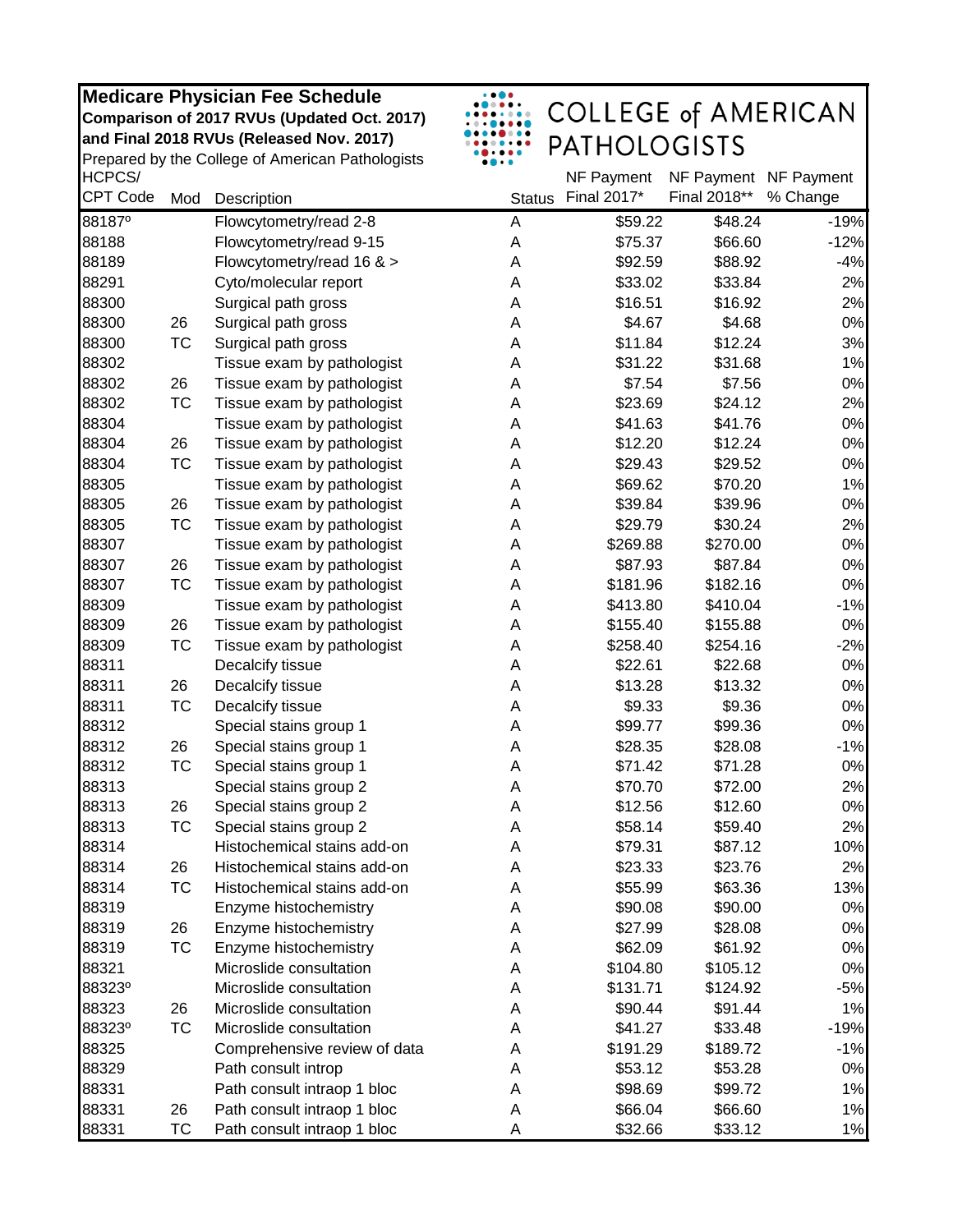**Medicare Physician Fee Schedule**
**Comparison of 2017 RVUs (Updated Oct. 2017) and Final 2018 RVUs (Released Nov. 2017)**
Prepared by the College of American Pathologists

COLLEGE of AMERICAN PATHOLOGISTS

| HCPCS/ CPT Code | Mod | Description | Status | NF Payment Final 2017* | NF Payment Final 2018** | NF Payment % Change |
|---|---|---|---|---|---|---|
| 88187º | | Flowcytometry/read 2-8 | A | $59.22 | $48.24 | -19% |
| 88188 | | Flowcytometry/read 9-15 | A | $75.37 | $66.60 | -12% |
| 88189 | | Flowcytometry/read 16 & > | A | $92.59 | $88.92 | -4% |
| 88291 | | Cyto/molecular report | A | $33.02 | $33.84 | 2% |
| 88300 | | Surgical path gross | A | $16.51 | $16.92 | 2% |
| 88300 | 26 | Surgical path gross | A | $4.67 | $4.68 | 0% |
| 88300 | TC | Surgical path gross | A | $11.84 | $12.24 | 3% |
| 88302 | | Tissue exam by pathologist | A | $31.22 | $31.68 | 1% |
| 88302 | 26 | Tissue exam by pathologist | A | $7.54 | $7.56 | 0% |
| 88302 | TC | Tissue exam by pathologist | A | $23.69 | $24.12 | 2% |
| 88304 | | Tissue exam by pathologist | A | $41.63 | $41.76 | 0% |
| 88304 | 26 | Tissue exam by pathologist | A | $12.20 | $12.24 | 0% |
| 88304 | TC | Tissue exam by pathologist | A | $29.43 | $29.52 | 0% |
| 88305 | | Tissue exam by pathologist | A | $69.62 | $70.20 | 1% |
| 88305 | 26 | Tissue exam by pathologist | A | $39.84 | $39.96 | 0% |
| 88305 | TC | Tissue exam by pathologist | A | $29.79 | $30.24 | 2% |
| 88307 | | Tissue exam by pathologist | A | $269.88 | $270.00 | 0% |
| 88307 | 26 | Tissue exam by pathologist | A | $87.93 | $87.84 | 0% |
| 88307 | TC | Tissue exam by pathologist | A | $181.96 | $182.16 | 0% |
| 88309 | | Tissue exam by pathologist | A | $413.80 | $410.04 | -1% |
| 88309 | 26 | Tissue exam by pathologist | A | $155.40 | $155.88 | 0% |
| 88309 | TC | Tissue exam by pathologist | A | $258.40 | $254.16 | -2% |
| 88311 | | Decalcify tissue | A | $22.61 | $22.68 | 0% |
| 88311 | 26 | Decalcify tissue | A | $13.28 | $13.32 | 0% |
| 88311 | TC | Decalcify tissue | A | $9.33 | $9.36 | 0% |
| 88312 | | Special stains group 1 | A | $99.77 | $99.36 | 0% |
| 88312 | 26 | Special stains group 1 | A | $28.35 | $28.08 | -1% |
| 88312 | TC | Special stains group 1 | A | $71.42 | $71.28 | 0% |
| 88313 | | Special stains group 2 | A | $70.70 | $72.00 | 2% |
| 88313 | 26 | Special stains group 2 | A | $12.56 | $12.60 | 0% |
| 88313 | TC | Special stains group 2 | A | $58.14 | $59.40 | 2% |
| 88314 | | Histochemical stains add-on | A | $79.31 | $87.12 | 10% |
| 88314 | 26 | Histochemical stains add-on | A | $23.33 | $23.76 | 2% |
| 88314 | TC | Histochemical stains add-on | A | $55.99 | $63.36 | 13% |
| 88319 | | Enzyme histochemistry | A | $90.08 | $90.00 | 0% |
| 88319 | 26 | Enzyme histochemistry | A | $27.99 | $28.08 | 0% |
| 88319 | TC | Enzyme histochemistry | A | $62.09 | $61.92 | 0% |
| 88321 | | Microslide consultation | A | $104.80 | $105.12 | 0% |
| 88323º | | Microslide consultation | A | $131.71 | $124.92 | -5% |
| 88323 | 26 | Microslide consultation | A | $90.44 | $91.44 | 1% |
| 88323º | TC | Microslide consultation | A | $41.27 | $33.48 | -19% |
| 88325 | | Comprehensive review of data | A | $191.29 | $189.72 | -1% |
| 88329 | | Path consult introp | A | $53.12 | $53.28 | 0% |
| 88331 | | Path consult intraop 1 bloc | A | $98.69 | $99.72 | 1% |
| 88331 | 26 | Path consult intraop 1 bloc | A | $66.04 | $66.60 | 1% |
| 88331 | TC | Path consult intraop 1 bloc | A | $32.66 | $33.12 | 1% |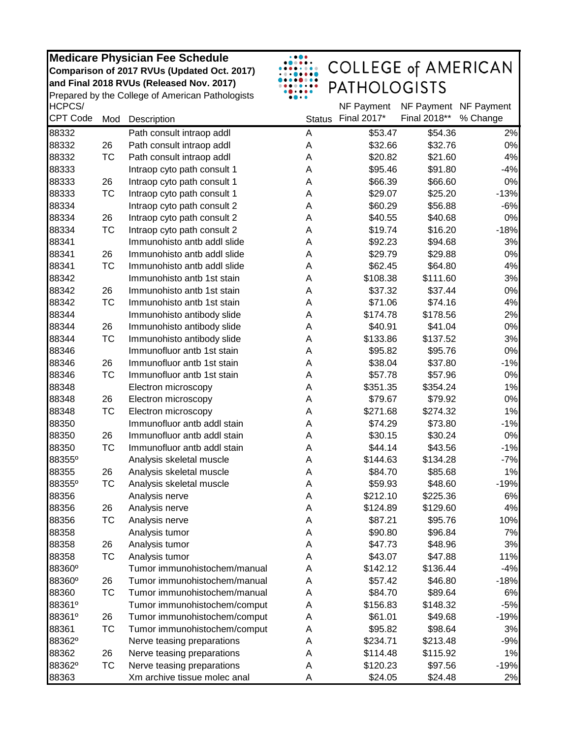**Medicare Physician Fee Schedule**
**Comparison of 2017 RVUs (Updated Oct. 2017)**
**and Final 2018 RVUs (Released Nov. 2017)**
Prepared by the College of American Pathologists

COLLEGE of AMERICAN PATHOLOGISTS

| HCPCS/ CPT Code | Mod | Description | Status | NF Payment Final 2017* | NF Payment Final 2018** | NF Payment % Change |
|---|---|---|---|---|---|---|
| 88332 | | Path consult intraop addl | A | $53.47 | $54.36 | 2% |
| 88332 | 26 | Path consult intraop addl | A | $32.66 | $32.76 | 0% |
| 88332 | TC | Path consult intraop addl | A | $20.82 | $21.60 | 4% |
| 88333 | | Intraop cyto path consult 1 | A | $95.46 | $91.80 | -4% |
| 88333 | 26 | Intraop cyto path consult 1 | A | $66.39 | $66.60 | 0% |
| 88333 | TC | Intraop cyto path consult 1 | A | $29.07 | $25.20 | -13% |
| 88334 | | Intraop cyto path consult 2 | A | $60.29 | $56.88 | -6% |
| 88334 | 26 | Intraop cyto path consult 2 | A | $40.55 | $40.68 | 0% |
| 88334 | TC | Intraop cyto path consult 2 | A | $19.74 | $16.20 | -18% |
| 88341 | | Immunohisto antb addl slide | A | $92.23 | $94.68 | 3% |
| 88341 | 26 | Immunohisto antb addl slide | A | $29.79 | $29.88 | 0% |
| 88341 | TC | Immunohisto antb addl slide | A | $62.45 | $64.80 | 4% |
| 88342 | | Immunohisto antb 1st stain | A | $108.38 | $111.60 | 3% |
| 88342 | 26 | Immunohisto antb 1st stain | A | $37.32 | $37.44 | 0% |
| 88342 | TC | Immunohisto antb 1st stain | A | $71.06 | $74.16 | 4% |
| 88344 | | Immunohisto antibody slide | A | $174.78 | $178.56 | 2% |
| 88344 | 26 | Immunohisto antibody slide | A | $40.91 | $41.04 | 0% |
| 88344 | TC | Immunohisto antibody slide | A | $133.86 | $137.52 | 3% |
| 88346 | | Immunofluor antb 1st stain | A | $95.82 | $95.76 | 0% |
| 88346 | 26 | Immunofluor antb 1st stain | A | $38.04 | $37.80 | -1% |
| 88346 | TC | Immunofluor antb 1st stain | A | $57.78 | $57.96 | 0% |
| 88348 | | Electron microscopy | A | $351.35 | $354.24 | 1% |
| 88348 | 26 | Electron microscopy | A | $79.67 | $79.92 | 0% |
| 88348 | TC | Electron microscopy | A | $271.68 | $274.32 | 1% |
| 88350 | | Immunofluor antb addl stain | A | $74.29 | $73.80 | -1% |
| 88350 | 26 | Immunofluor antb addl stain | A | $30.15 | $30.24 | 0% |
| 88350 | TC | Immunofluor antb addl stain | A | $44.14 | $43.56 | -1% |
| 88355º | | Analysis skeletal muscle | A | $144.63 | $134.28 | -7% |
| 88355 | 26 | Analysis skeletal muscle | A | $84.70 | $85.68 | 1% |
| 88355º | TC | Analysis skeletal muscle | A | $59.93 | $48.60 | -19% |
| 88356 | | Analysis nerve | A | $212.10 | $225.36 | 6% |
| 88356 | 26 | Analysis nerve | A | $124.89 | $129.60 | 4% |
| 88356 | TC | Analysis nerve | A | $87.21 | $95.76 | 10% |
| 88358 | | Analysis tumor | A | $90.80 | $96.84 | 7% |
| 88358 | 26 | Analysis tumor | A | $47.73 | $48.96 | 3% |
| 88358 | TC | Analysis tumor | A | $43.07 | $47.88 | 11% |
| 88360º | | Tumor immunohistochem/manual | A | $142.12 | $136.44 | -4% |
| 88360º | 26 | Tumor immunohistochem/manual | A | $57.42 | $46.80 | -18% |
| 88360 | TC | Tumor immunohistochem/manual | A | $84.70 | $89.64 | 6% |
| 88361º | | Tumor immunohistochem/comput | A | $156.83 | $148.32 | -5% |
| 88361º | 26 | Tumor immunohistochem/comput | A | $61.01 | $49.68 | -19% |
| 88361 | TC | Tumor immunohistochem/comput | A | $95.82 | $98.64 | 3% |
| 88362º | | Nerve teasing preparations | A | $234.71 | $213.48 | -9% |
| 88362 | 26 | Nerve teasing preparations | A | $114.48 | $115.92 | 1% |
| 88362º | TC | Nerve teasing preparations | A | $120.23 | $97.56 | -19% |
| 88363 | | Xm archive tissue molec anal | A | $24.05 | $24.48 | 2% |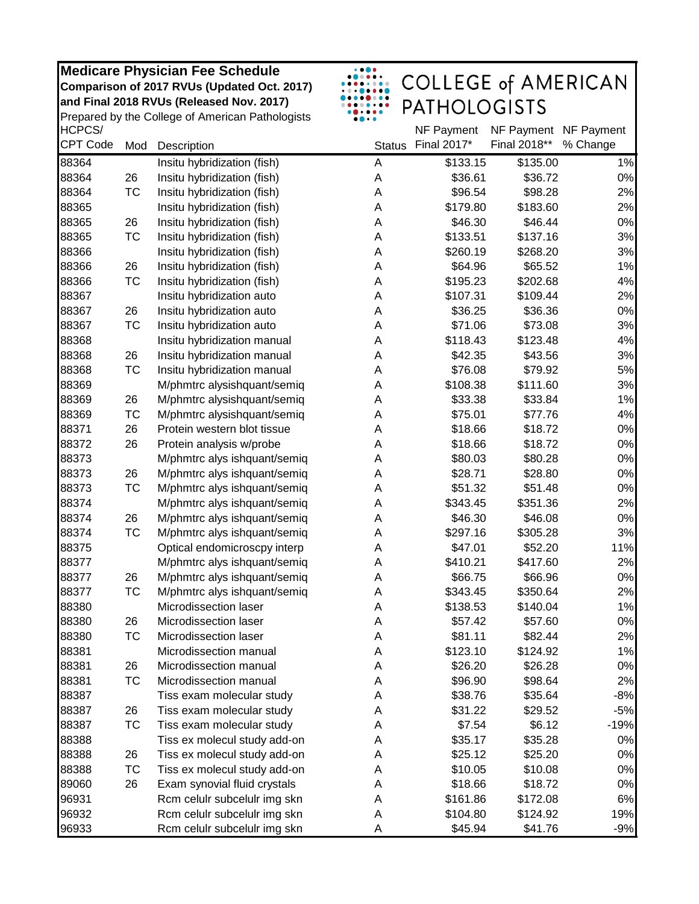**Medicare Physician Fee Schedule**
**Comparison of 2017 RVUs (Updated Oct. 2017)**
**and Final 2018 RVUs (Released Nov. 2017)**
Prepared by the College of American Pathologists

COLLEGE of AMERICAN PATHOLOGISTS

| HCPCS/ CPT Code | Mod | Description | Status | NF Payment Final 2017* | NF Payment Final 2018** | NF Payment % Change |
|---|---|---|---|---|---|---|
| 88364 | | Insitu hybridization (fish) | A | $133.15 | $135.00 | 1% |
| 88364 | 26 | Insitu hybridization (fish) | A | $36.61 | $36.72 | 0% |
| 88364 | TC | Insitu hybridization (fish) | A | $96.54 | $98.28 | 2% |
| 88365 | | Insitu hybridization (fish) | A | $179.80 | $183.60 | 2% |
| 88365 | 26 | Insitu hybridization (fish) | A | $46.30 | $46.44 | 0% |
| 88365 | TC | Insitu hybridization (fish) | A | $133.51 | $137.16 | 3% |
| 88366 | | Insitu hybridization (fish) | A | $260.19 | $268.20 | 3% |
| 88366 | 26 | Insitu hybridization (fish) | A | $64.96 | $65.52 | 1% |
| 88366 | TC | Insitu hybridization (fish) | A | $195.23 | $202.68 | 4% |
| 88367 | | Insitu hybridization auto | A | $107.31 | $109.44 | 2% |
| 88367 | 26 | Insitu hybridization auto | A | $36.25 | $36.36 | 0% |
| 88367 | TC | Insitu hybridization auto | A | $71.06 | $73.08 | 3% |
| 88368 | | Insitu hybridization manual | A | $118.43 | $123.48 | 4% |
| 88368 | 26 | Insitu hybridization manual | A | $42.35 | $43.56 | 3% |
| 88368 | TC | Insitu hybridization manual | A | $76.08 | $79.92 | 5% |
| 88369 | | M/phmtrc alysishquant/semiq | A | $108.38 | $111.60 | 3% |
| 88369 | 26 | M/phmtrc alysishquant/semiq | A | $33.38 | $33.84 | 1% |
| 88369 | TC | M/phmtrc alysishquant/semiq | A | $75.01 | $77.76 | 4% |
| 88371 | 26 | Protein western blot tissue | A | $18.66 | $18.72 | 0% |
| 88372 | 26 | Protein analysis w/probe | A | $18.66 | $18.72 | 0% |
| 88373 | | M/phmtrc alys ishquant/semiq | A | $80.03 | $80.28 | 0% |
| 88373 | 26 | M/phmtrc alys ishquant/semiq | A | $28.71 | $28.80 | 0% |
| 88373 | TC | M/phmtrc alys ishquant/semiq | A | $51.32 | $51.48 | 0% |
| 88374 | | M/phmtrc alys ishquant/semiq | A | $343.45 | $351.36 | 2% |
| 88374 | 26 | M/phmtrc alys ishquant/semiq | A | $46.30 | $46.08 | 0% |
| 88374 | TC | M/phmtrc alys ishquant/semiq | A | $297.16 | $305.28 | 3% |
| 88375 | | Optical endomicroscpy interp | A | $47.01 | $52.20 | 11% |
| 88377 | | M/phmtrc alys ishquant/semiq | A | $410.21 | $417.60 | 2% |
| 88377 | 26 | M/phmtrc alys ishquant/semiq | A | $66.75 | $66.96 | 0% |
| 88377 | TC | M/phmtrc alys ishquant/semiq | A | $343.45 | $350.64 | 2% |
| 88380 | | Microdissection laser | A | $138.53 | $140.04 | 1% |
| 88380 | 26 | Microdissection laser | A | $57.42 | $57.60 | 0% |
| 88380 | TC | Microdissection laser | A | $81.11 | $82.44 | 2% |
| 88381 | | Microdissection manual | A | $123.10 | $124.92 | 1% |
| 88381 | 26 | Microdissection manual | A | $26.20 | $26.28 | 0% |
| 88381 | TC | Microdissection manual | A | $96.90 | $98.64 | 2% |
| 88387 | | Tiss exam molecular study | A | $38.76 | $35.64 | -8% |
| 88387 | 26 | Tiss exam molecular study | A | $31.22 | $29.52 | -5% |
| 88387 | TC | Tiss exam molecular study | A | $7.54 | $6.12 | -19% |
| 88388 | | Tiss ex molecul study add-on | A | $35.17 | $35.28 | 0% |
| 88388 | 26 | Tiss ex molecul study add-on | A | $25.12 | $25.20 | 0% |
| 88388 | TC | Tiss ex molecul study add-on | A | $10.05 | $10.08 | 0% |
| 89060 | 26 | Exam synovial fluid crystals | A | $18.66 | $18.72 | 0% |
| 96931 | | Rcm celulr subcelulr img skn | A | $161.86 | $172.08 | 6% |
| 96932 | | Rcm celulr subcelulr img skn | A | $104.80 | $124.92 | 19% |
| 96933 | | Rcm celulr subcelulr img skn | A | $45.94 | $41.76 | -9% |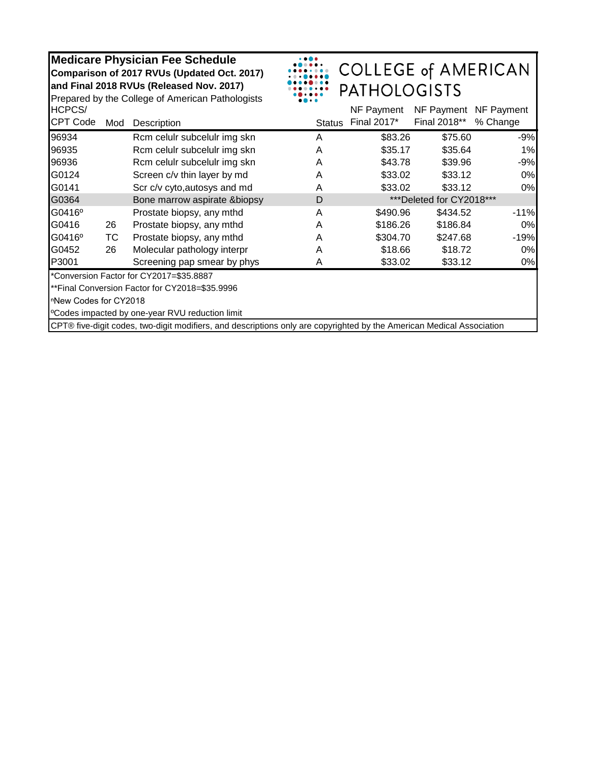**Medicare Physician Fee Schedule**
**Comparison of 2017 RVUs (Updated Oct. 2017) and Final 2018 RVUs (Released Nov. 2017)**
Prepared by the College of American Pathologists

COLLEGE of AMERICAN PATHOLOGISTS

| HCPCS/ CPT Code | Mod | Description | Status | NF Payment Final 2017* | NF Payment Final 2018** | NF Payment % Change |
|---|---|---|---|---|---|---|
| 96934 | | Rcm celulr subcelulr img skn | A | $83.26 | $75.60 | -9% |
| 96935 | | Rcm celulr subcelulr img skn | A | $35.17 | $35.64 | 1% |
| 96936 | | Rcm celulr subcelulr img skn | A | $43.78 | $39.96 | -9% |
| G0124 | | Screen c/v thin layer by md | A | $33.02 | $33.12 | 0% |
| G0141 | | Scr c/v cyto,autosys and md | A | $33.02 | $33.12 | 0% |
| G0364 | | Bone marrow aspirate &biopsy | D | ***Deleted for CY2018*** | | |
| G0416º | | Prostate biopsy, any mthd | A | $490.96 | $434.52 | -11% |
| G0416 | 26 | Prostate biopsy, any mthd | A | $186.26 | $186.84 | 0% |
| G0416º | TC | Prostate biopsy, any mthd | A | $304.70 | $247.68 | -19% |
| G0452 | 26 | Molecular pathology interpr | A | $18.66 | $18.72 | 0% |
| P3001 | | Screening pap smear by phys | A | $33.02 | $33.12 | 0% |

*Conversion Factor for CY2017=$35.8887

**Final Conversion Factor for CY2018=$35.9996

ⁿNew Codes for CY2018

ºCodes impacted by one-year RVU reduction limit

CPT® five-digit codes, two-digit modifiers, and descriptions only are copyrighted by the American Medical Association